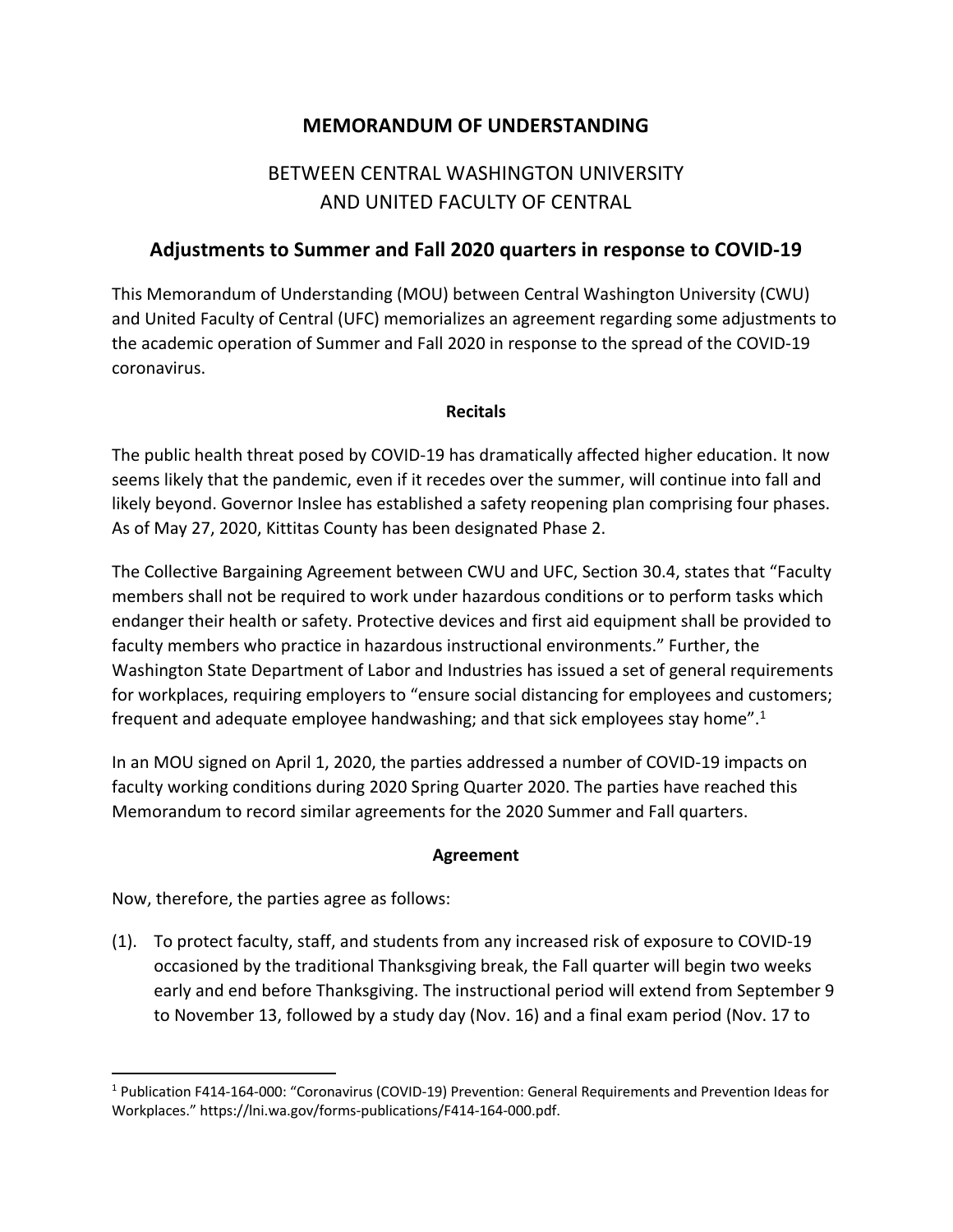# MEMORANDUM OF UNDERSTANDING

## BETWEEN CENTRAL WASHINGTON UNIVERSITY AND UNITED FACULTY OF CENTRAL

## Adjustments to Summer and Fall 2020 quarters in response to COVID-19

This Memorandum of Understanding (MOU) between Central Washington University (CWU) and United Faculty of Central (UFC) memorializes an agreement regarding some adjustments to the academic operation of Summer and Fall 2020 in response to the spread of the COVID-19 coronavirus.

**Recitals**

The public health threat posed by COVID-19 has dramatically affected higher education. It now seems likely that the pandemic, even if it recedes over the summer, will continue into fall and likely beyond. Governor Inslee has established a safety reopening plan comprising four phases. As of May 27, 2020, Kittitas County has been designated Phase 2.

The Collective Bargaining Agreement between CWU and UFC, Section 30.4, states that "Faculty members shall not be required to work under hazardous conditions or to perform tasks which endanger their health or safety. Protective devices and first aid equipment shall be provided to faculty members who practice in hazardous instructional environments." Further, the Washington State Department of Labor and Industries has issued a set of general requirements for workplaces, requiring employers to "ensure social distancing for employees and customers; frequent and adequate employee handwashing; and that sick employees stay home".[1]

In an MOU signed on April 1, 2020, the parties addressed a number of COVID-19 impacts on faculty working conditions during 2020 Spring Quarter 2020. The parties have reached this Memorandum to record similar agreements for the 2020 Summer and Fall quarters.

**Agreement**

Now, therefore, the parties agree as follows:

(1). To protect faculty, staff, and students from any increased risk of exposure to COVID-19 occasioned by the traditional Thanksgiving break, the Fall quarter will begin two weeks early and end before Thanksgiving. The instructional period will extend from September 9 to November 13, followed by a study day (Nov. 16) and a final exam period (Nov. 17 to

[1] Publication F414-164-000: "Coronavirus (COVID-19) Prevention: General Requirements and Prevention Ideas for Workplaces." https://lni.wa.gov/forms-publications/F414-164-000.pdf.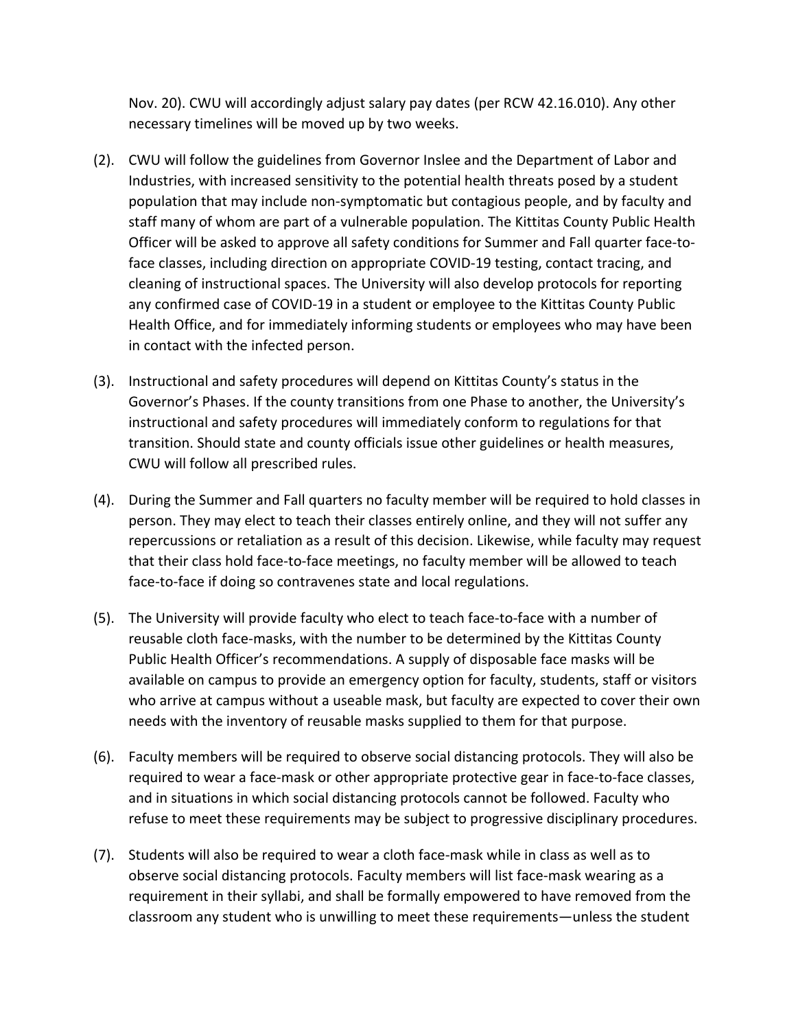Nov. 20). CWU will accordingly adjust salary pay dates (per RCW 42.16.010). Any other necessary timelines will be moved up by two weeks.

(2). CWU will follow the guidelines from Governor Inslee and the Department of Labor and Industries, with increased sensitivity to the potential health threats posed by a student population that may include non-symptomatic but contagious people, and by faculty and staff many of whom are part of a vulnerable population. The Kittitas County Public Health Officer will be asked to approve all safety conditions for Summer and Fall quarter face-to-face classes, including direction on appropriate COVID-19 testing, contact tracing, and cleaning of instructional spaces. The University will also develop protocols for reporting any confirmed case of COVID-19 in a student or employee to the Kittitas County Public Health Office, and for immediately informing students or employees who may have been in contact with the infected person.

(3). Instructional and safety procedures will depend on Kittitas County's status in the Governor's Phases. If the county transitions from one Phase to another, the University's instructional and safety procedures will immediately conform to regulations for that transition. Should state and county officials issue other guidelines or health measures, CWU will follow all prescribed rules.

(4). During the Summer and Fall quarters no faculty member will be required to hold classes in person. They may elect to teach their classes entirely online, and they will not suffer any repercussions or retaliation as a result of this decision. Likewise, while faculty may request that their class hold face-to-face meetings, no faculty member will be allowed to teach face-to-face if doing so contravenes state and local regulations.

(5). The University will provide faculty who elect to teach face-to-face with a number of reusable cloth face-masks, with the number to be determined by the Kittitas County Public Health Officer's recommendations. A supply of disposable face masks will be available on campus to provide an emergency option for faculty, students, staff or visitors who arrive at campus without a useable mask, but faculty are expected to cover their own needs with the inventory of reusable masks supplied to them for that purpose.

(6). Faculty members will be required to observe social distancing protocols. They will also be required to wear a face-mask or other appropriate protective gear in face-to-face classes, and in situations in which social distancing protocols cannot be followed. Faculty who refuse to meet these requirements may be subject to progressive disciplinary procedures.

(7). Students will also be required to wear a cloth face-mask while in class as well as to observe social distancing protocols. Faculty members will list face-mask wearing as a requirement in their syllabi, and shall be formally empowered to have removed from the classroom any student who is unwilling to meet these requirements—unless the student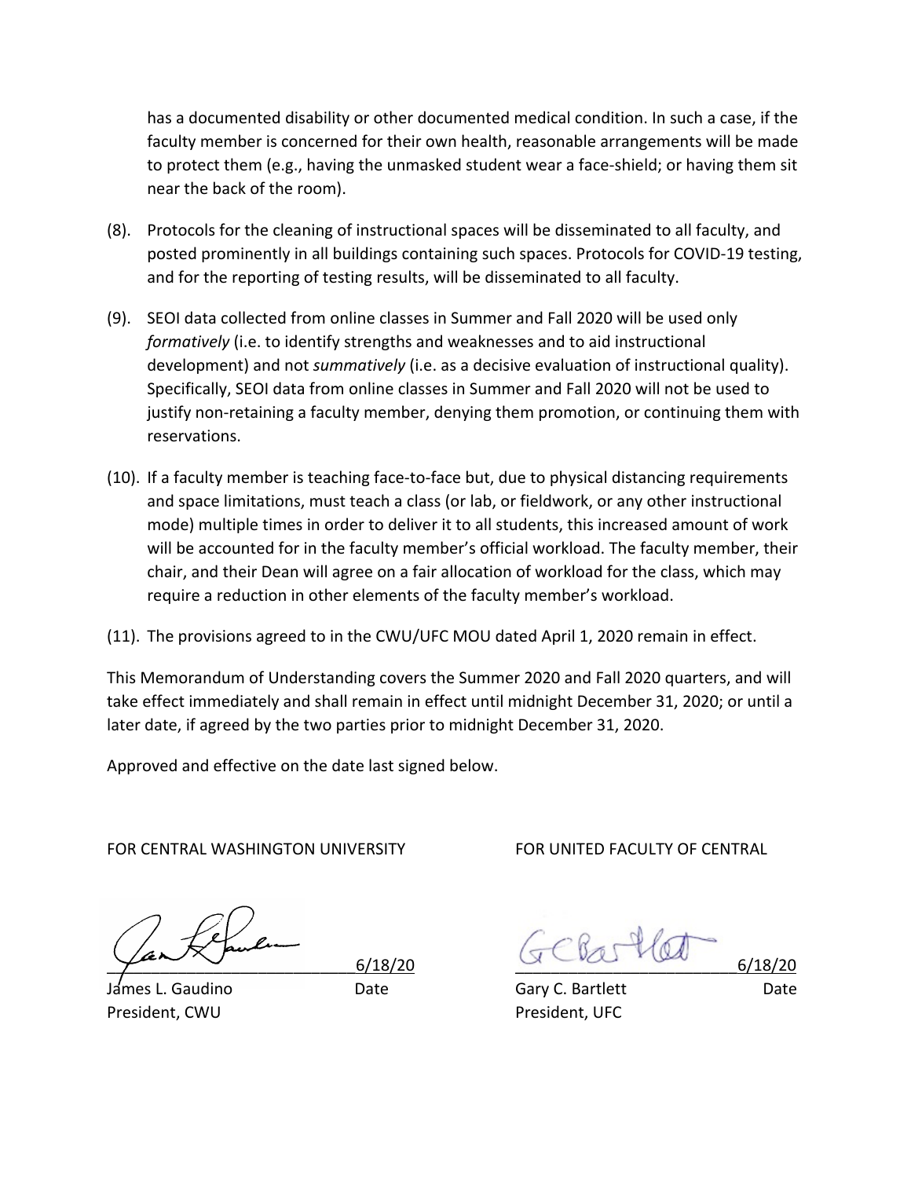has a documented disability or other documented medical condition. In such a case, if the faculty member is concerned for their own health, reasonable arrangements will be made to protect them (e.g., having the unmasked student wear a face-shield; or having them sit near the back of the room).

(8). Protocols for the cleaning of instructional spaces will be disseminated to all faculty, and posted prominently in all buildings containing such spaces. Protocols for COVID-19 testing, and for the reporting of testing results, will be disseminated to all faculty.

(9). SEOI data collected from online classes in Summer and Fall 2020 will be used only *formatively* (i.e. to identify strengths and weaknesses and to aid instructional development) and not *summatively* (i.e. as a decisive evaluation of instructional quality). Specifically, SEOI data from online classes in Summer and Fall 2020 will not be used to justify non-retaining a faculty member, denying them promotion, or continuing them with reservations.

(10). If a faculty member is teaching face-to-face but, due to physical distancing requirements and space limitations, must teach a class (or lab, or fieldwork, or any other instructional mode) multiple times in order to deliver it to all students, this increased amount of work will be accounted for in the faculty member's official workload. The faculty member, their chair, and their Dean will agree on a fair allocation of workload for the class, which may require a reduction in other elements of the faculty member's workload.

(11). The provisions agreed to in the CWU/UFC MOU dated April 1, 2020 remain in effect.

This Memorandum of Understanding covers the Summer 2020 and Fall 2020 quarters, and will take effect immediately and shall remain in effect until midnight December 31, 2020; or until a later date, if agreed by the two parties prior to midnight December 31, 2020.

Approved and effective on the date last signed below.

FOR CENTRAL WASHINGTON UNIVERSITY

6/18/20

James L. Gaudino — Date

President, CWU

FOR UNITED FACULTY OF CENTRAL

6/18/20

Gary C. Bartlett — Date

President, UFC